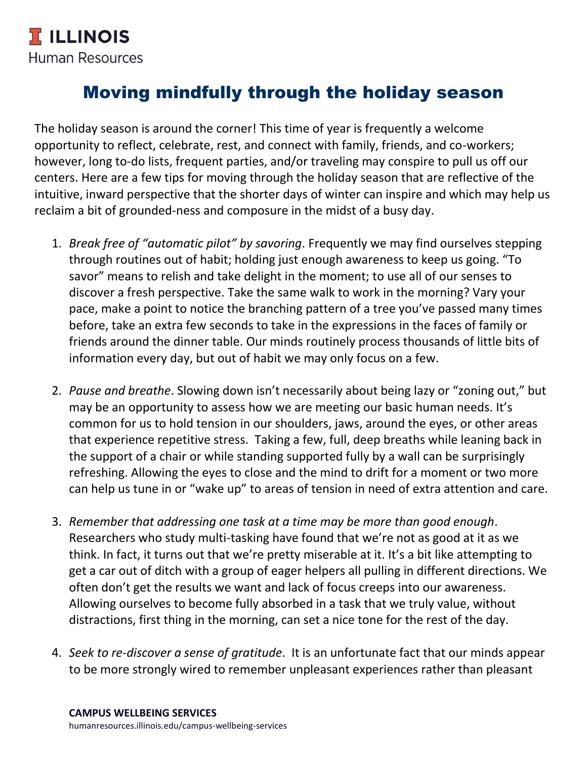ILLINOIS
Human Resources

# Moving mindfully through the holiday season

The holiday season is around the corner! This time of year is frequently a welcome opportunity to reflect, celebrate, rest, and connect with family, friends, and co-workers; however, long to-do lists, frequent parties, and/or traveling may conspire to pull us off our centers. Here are a few tips for moving through the holiday season that are reflective of the intuitive, inward perspective that the shorter days of winter can inspire and which may help us reclaim a bit of grounded-ness and composure in the midst of a busy day.

1. *Break free of "automatic pilot" by savoring*. Frequently we may find ourselves stepping through routines out of habit; holding just enough awareness to keep us going. "To savor" means to relish and take delight in the moment; to use all of our senses to discover a fresh perspective. Take the same walk to work in the morning? Vary your pace, make a point to notice the branching pattern of a tree you've passed many times before, take an extra few seconds to take in the expressions in the faces of family or friends around the dinner table. Our minds routinely process thousands of little bits of information every day, but out of habit we may only focus on a few.

2. *Pause and breathe*. Slowing down isn't necessarily about being lazy or "zoning out," but may be an opportunity to assess how we are meeting our basic human needs. It's common for us to hold tension in our shoulders, jaws, around the eyes, or other areas that experience repetitive stress. Taking a few, full, deep breaths while leaning back in the support of a chair or while standing supported fully by a wall can be surprisingly refreshing. Allowing the eyes to close and the mind to drift for a moment or two more can help us tune in or "wake up" to areas of tension in need of extra attention and care.

3. *Remember that addressing one task at a time may be more than good enough*. Researchers who study multi-tasking have found that we're not as good at it as we think. In fact, it turns out that we're pretty miserable at it. It's a bit like attempting to get a car out of ditch with a group of eager helpers all pulling in different directions. We often don't get the results we want and lack of focus creeps into our awareness. Allowing ourselves to become fully absorbed in a task that we truly value, without distractions, first thing in the morning, can set a nice tone for the rest of the day.

4. *Seek to re-discover a sense of gratitude*. It is an unfortunate fact that our minds appear to be more strongly wired to remember unpleasant experiences rather than pleasant

**CAMPUS WELLBEING SERVICES**
humanresources.illinois.edu/campus-wellbeing-services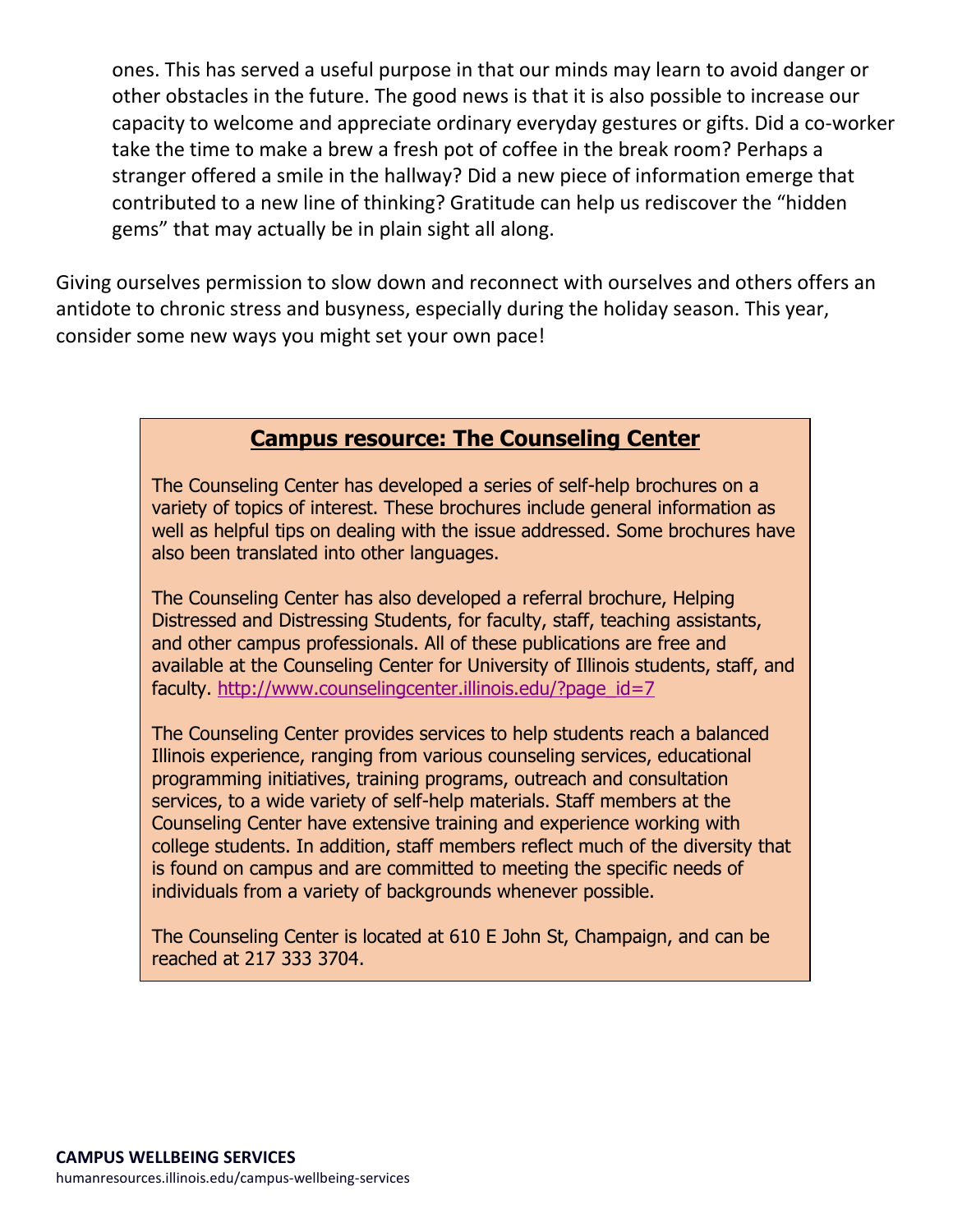ones. This has served a useful purpose in that our minds may learn to avoid danger or other obstacles in the future. The good news is that it is also possible to increase our capacity to welcome and appreciate ordinary everyday gestures or gifts. Did a co-worker take the time to make a brew a fresh pot of coffee in the break room? Perhaps a stranger offered a smile in the hallway? Did a new piece of information emerge that contributed to a new line of thinking? Gratitude can help us rediscover the "hidden gems" that may actually be in plain sight all along.

Giving ourselves permission to slow down and reconnect with ourselves and others offers an antidote to chronic stress and busyness, especially during the holiday season. This year, consider some new ways you might set your own pace!

## Campus resource: The Counseling Center

The Counseling Center has developed a series of self-help brochures on a variety of topics of interest. These brochures include general information as well as helpful tips on dealing with the issue addressed. Some brochures have also been translated into other languages.

The Counseling Center has also developed a referral brochure, Helping Distressed and Distressing Students, for faculty, staff, teaching assistants, and other campus professionals. All of these publications are free and available at the Counseling Center for University of Illinois students, staff, and faculty. http://www.counselingcenter.illinois.edu/?page_id=7

The Counseling Center provides services to help students reach a balanced Illinois experience, ranging from various counseling services, educational programming initiatives, training programs, outreach and consultation services, to a wide variety of self-help materials. Staff members at the Counseling Center have extensive training and experience working with college students. In addition, staff members reflect much of the diversity that is found on campus and are committed to meeting the specific needs of individuals from a variety of backgrounds whenever possible.

The Counseling Center is located at 610 E John St, Champaign, and can be reached at 217 333 3704.